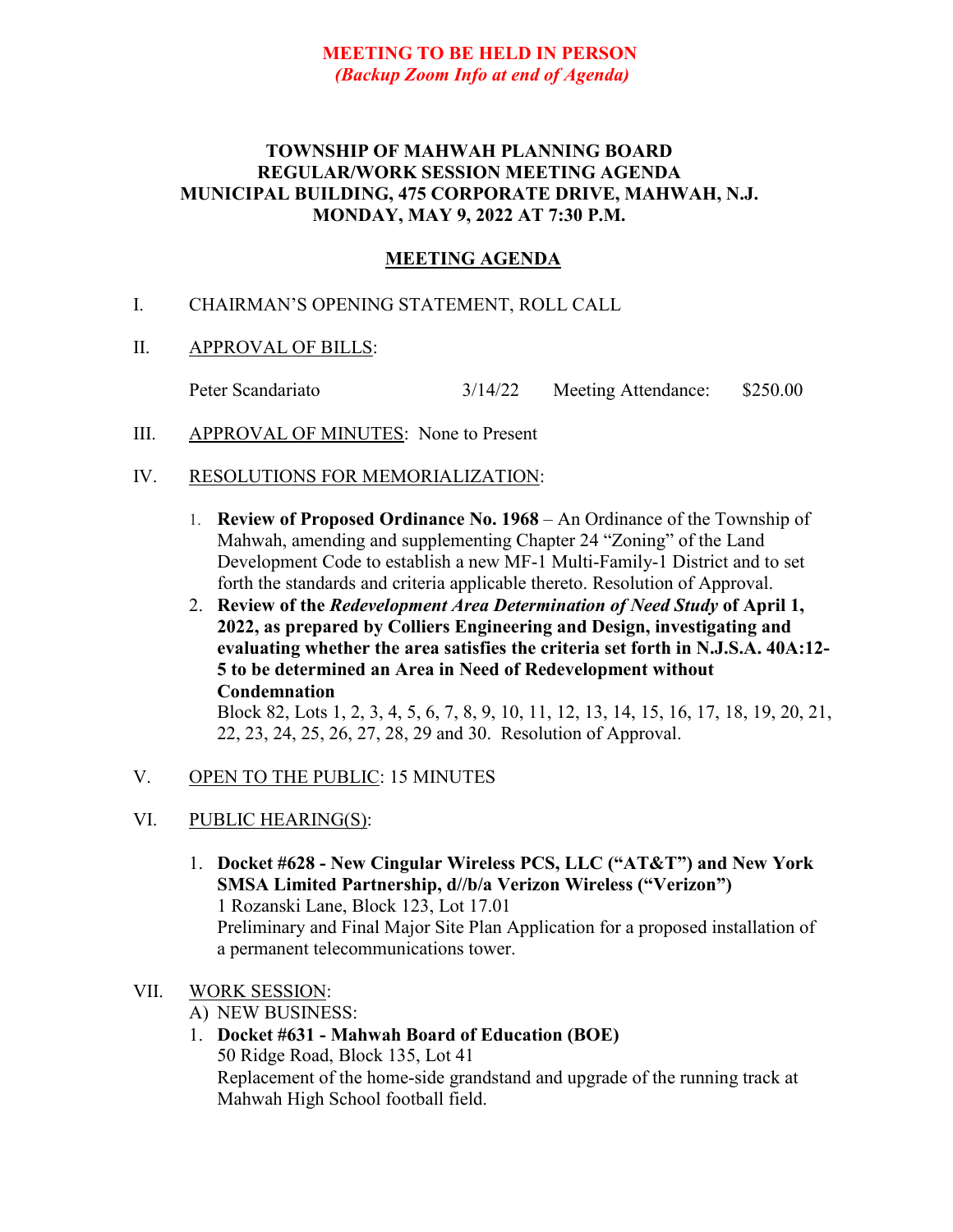**MEETING TO BE HELD IN PERSON**
***(Backup Zoom Info at end of Agenda)***

# TOWNSHIP OF MAHWAH PLANNING BOARD
## REGULAR/WORK SESSION MEETING AGENDA
## MUNICIPAL BUILDING, 475 CORPORATE DRIVE, MAHWAH, N.J.
## MONDAY, MAY 9, 2022 AT 7:30 P.M.

## MEETING AGENDA

I. CHAIRMAN'S OPENING STATEMENT, ROLL CALL

II. APPROVAL OF BILLS:

| Peter Scandariato | 3/14/22 | Meeting Attendance: | $250.00 |
|---|---|---|---|

III. APPROVAL OF MINUTES: None to Present

IV. RESOLUTIONS FOR MEMORIALIZATION:

1. **Review of Proposed Ordinance No. 1968** – An Ordinance of the Township of Mahwah, amending and supplementing Chapter 24 "Zoning" of the Land Development Code to establish a new MF-1 Multi-Family-1 District and to set forth the standards and criteria applicable thereto. Resolution of Approval.
2. **Review of the *Redevelopment Area Determination of Need Study* of April 1, 2022, as prepared by Colliers Engineering and Design, investigating and evaluating whether the area satisfies the criteria set forth in N.J.S.A. 40A:12-5 to be determined an Area in Need of Redevelopment without Condemnation**
   Block 82, Lots 1, 2, 3, 4, 5, 6, 7, 8, 9, 10, 11, 12, 13, 14, 15, 16, 17, 18, 19, 20, 21, 22, 23, 24, 25, 26, 27, 28, 29 and 30. Resolution of Approval.

V. OPEN TO THE PUBLIC: 15 MINUTES

VI. PUBLIC HEARING(S):

1. **Docket #628 - New Cingular Wireless PCS, LLC ("AT&T") and New York SMSA Limited Partnership, d//b/a Verizon Wireless ("Verizon")**
   1 Rozanski Lane, Block 123, Lot 17.01
   Preliminary and Final Major Site Plan Application for a proposed installation of a permanent telecommunications tower.

VII. WORK SESSION:

A) NEW BUSINESS:

1. **Docket #631 - Mahwah Board of Education (BOE)**
   50 Ridge Road, Block 135, Lot 41
   Replacement of the home-side grandstand and upgrade of the running track at Mahwah High School football field.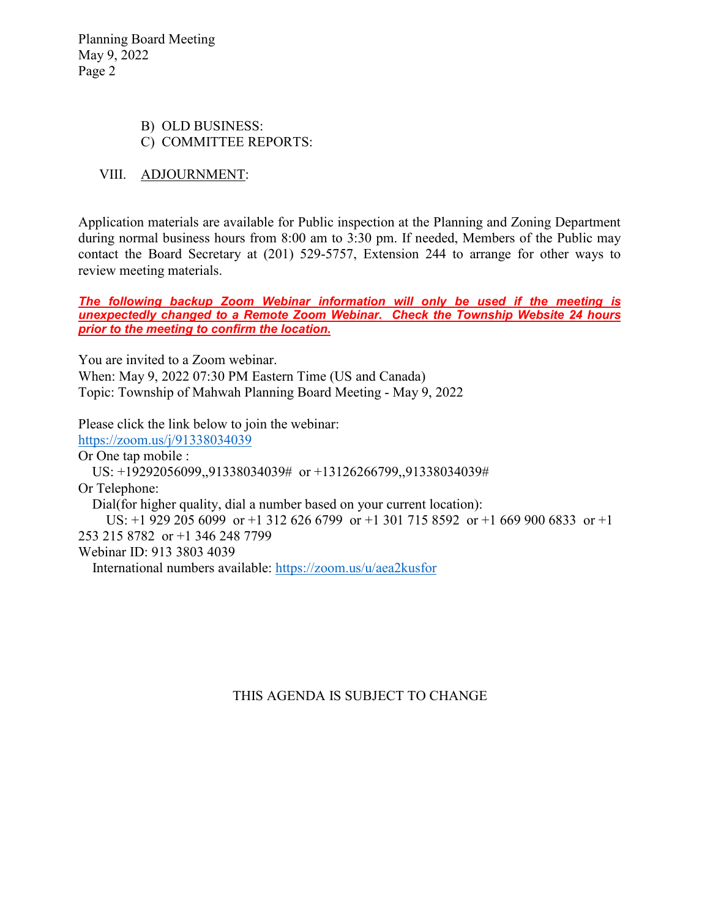B) OLD BUSINESS:

C) COMMITTEE REPORTS:

VIII. ADJOURNMENT:

Application materials are available for Public inspection at the Planning and Zoning Department during normal business hours from 8:00 am to 3:30 pm. If needed, Members of the Public may contact the Board Secretary at (201) 529-5757, Extension 244 to arrange for other ways to review meeting materials.

***The following backup Zoom Webinar information will only be used if the meeting is unexpectedly changed to a Remote Zoom Webinar. Check the Township Website 24 hours prior to the meeting to confirm the location.***

You are invited to a Zoom webinar.
When: May 9, 2022 07:30 PM Eastern Time (US and Canada)
Topic: Township of Mahwah Planning Board Meeting - May 9, 2022

Please click the link below to join the webinar:
https://zoom.us/j/91338034039
Or One tap mobile :
US: +19292056099,,91338034039# or +13126266799,,91338034039#
Or Telephone:
Dial(for higher quality, dial a number based on your current location):
US: +1 929 205 6099 or +1 312 626 6799 or +1 301 715 8592 or +1 669 900 6833 or +1 253 215 8782 or +1 346 248 7799
Webinar ID: 913 3803 4039
International numbers available: https://zoom.us/u/aea2kusfor

THIS AGENDA IS SUBJECT TO CHANGE